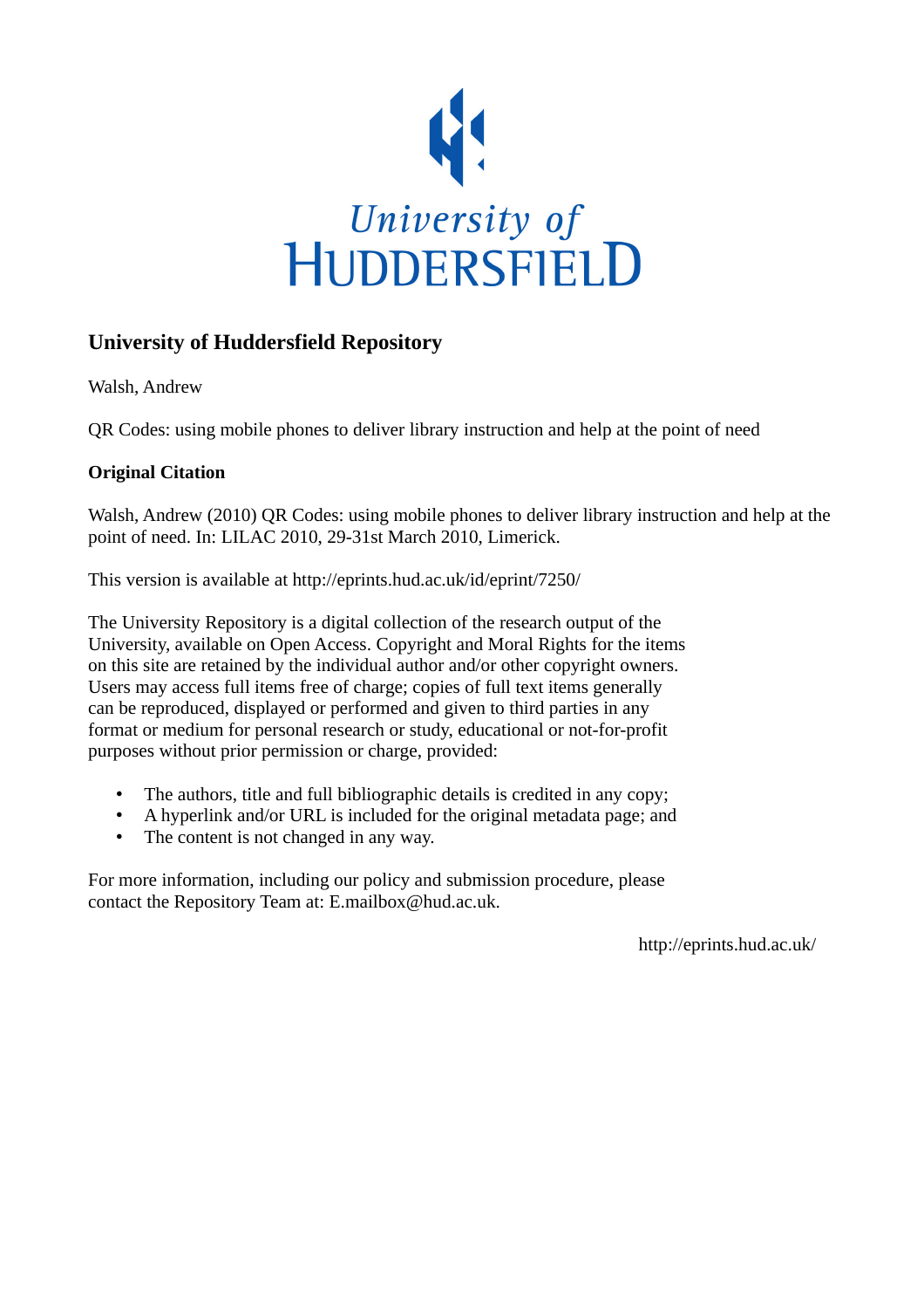University of
HUDDERSFIELD

# University of Huddersfield Repository

Walsh, Andrew

QR Codes: using mobile phones to deliver library instruction and help at the point of need

**Original Citation**

Walsh, Andrew (2010) QR Codes: using mobile phones to deliver library instruction and help at the point of need. In: LILAC 2010, 29-31st March 2010, Limerick.

This version is available at http://eprints.hud.ac.uk/id/eprint/7250/

The University Repository is a digital collection of the research output of the University, available on Open Access. Copyright and Moral Rights for the items on this site are retained by the individual author and/or other copyright owners. Users may access full items free of charge; copies of full text items generally can be reproduced, displayed or performed and given to third parties in any format or medium for personal research or study, educational or not-for-profit purposes without prior permission or charge, provided:

- The authors, title and full bibliographic details is credited in any copy;
- A hyperlink and/or URL is included for the original metadata page; and
- The content is not changed in any way.

For more information, including our policy and submission procedure, please contact the Repository Team at: E.mailbox@hud.ac.uk.

http://eprints.hud.ac.uk/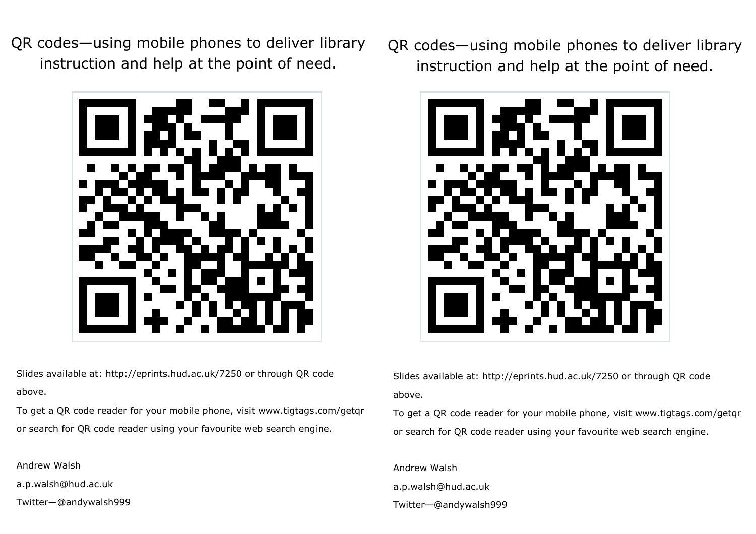QR codes—using mobile phones to deliver library instruction and help at the point of need.

Slides available at: http://eprints.hud.ac.uk/7250 or through QR code above.

To get a QR code reader for your mobile phone, visit www.tigtags.com/getqr or search for QR code reader using your favourite web search engine.

Andrew Walsh

a.p.walsh@hud.ac.uk

Twitter—@andywalsh999

QR codes—using mobile phones to deliver library instruction and help at the point of need.

Slides available at: http://eprints.hud.ac.uk/7250 or through QR code above.

To get a QR code reader for your mobile phone, visit www.tigtags.com/getqr or search for QR code reader using your favourite web search engine.

Andrew Walsh

a.p.walsh@hud.ac.uk

Twitter—@andywalsh999